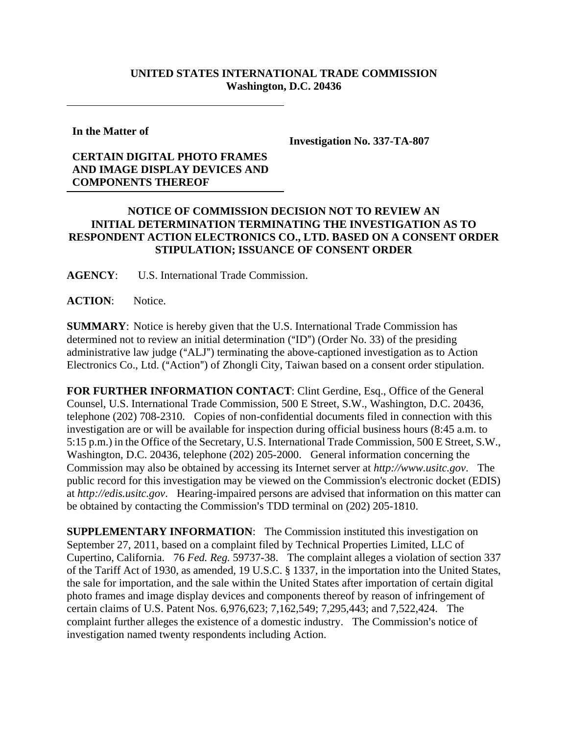**UNITED STATES INTERNATIONAL TRADE COMMISSION**
**Washington, D.C. 20436**

**In the Matter of**

**CERTAIN DIGITAL PHOTO FRAMES AND IMAGE DISPLAY DEVICES AND COMPONENTS THEREOF**

**Investigation No. 337-TA-807**

## NOTICE OF COMMISSION DECISION NOT TO REVIEW AN INITIAL DETERMINATION TERMINATING THE INVESTIGATION AS TO RESPONDENT ACTION ELECTRONICS CO., LTD. BASED ON A CONSENT ORDER STIPULATION; ISSUANCE OF CONSENT ORDER

**AGENCY**: U.S. International Trade Commission.

**ACTION**: Notice.

**SUMMARY**: Notice is hereby given that the U.S. International Trade Commission has determined not to review an initial determination ("ID") (Order No. 33) of the presiding administrative law judge ("ALJ") terminating the above-captioned investigation as to Action Electronics Co., Ltd. ("Action") of Zhongli City, Taiwan based on a consent order stipulation.

**FOR FURTHER INFORMATION CONTACT**: Clint Gerdine, Esq., Office of the General Counsel, U.S. International Trade Commission, 500 E Street, S.W., Washington, D.C. 20436, telephone (202) 708-2310. Copies of non-confidential documents filed in connection with this investigation are or will be available for inspection during official business hours (8:45 a.m. to 5:15 p.m.) in the Office of the Secretary, U.S. International Trade Commission, 500 E Street, S.W., Washington, D.C. 20436, telephone (202) 205-2000. General information concerning the Commission may also be obtained by accessing its Internet server at *http://www.usitc.gov*. The public record for this investigation may be viewed on the Commission's electronic docket (EDIS) at *http://edis.usitc.gov*. Hearing-impaired persons are advised that information on this matter can be obtained by contacting the Commission's TDD terminal on (202) 205-1810.

**SUPPLEMENTARY INFORMATION**: The Commission instituted this investigation on September 27, 2011, based on a complaint filed by Technical Properties Limited, LLC of Cupertino, California. 76 *Fed. Reg.* 59737-38. The complaint alleges a violation of section 337 of the Tariff Act of 1930, as amended, 19 U.S.C. § 1337, in the importation into the United States, the sale for importation, and the sale within the United States after importation of certain digital photo frames and image display devices and components thereof by reason of infringement of certain claims of U.S. Patent Nos. 6,976,623; 7,162,549; 7,295,443; and 7,522,424. The complaint further alleges the existence of a domestic industry. The Commission's notice of investigation named twenty respondents including Action.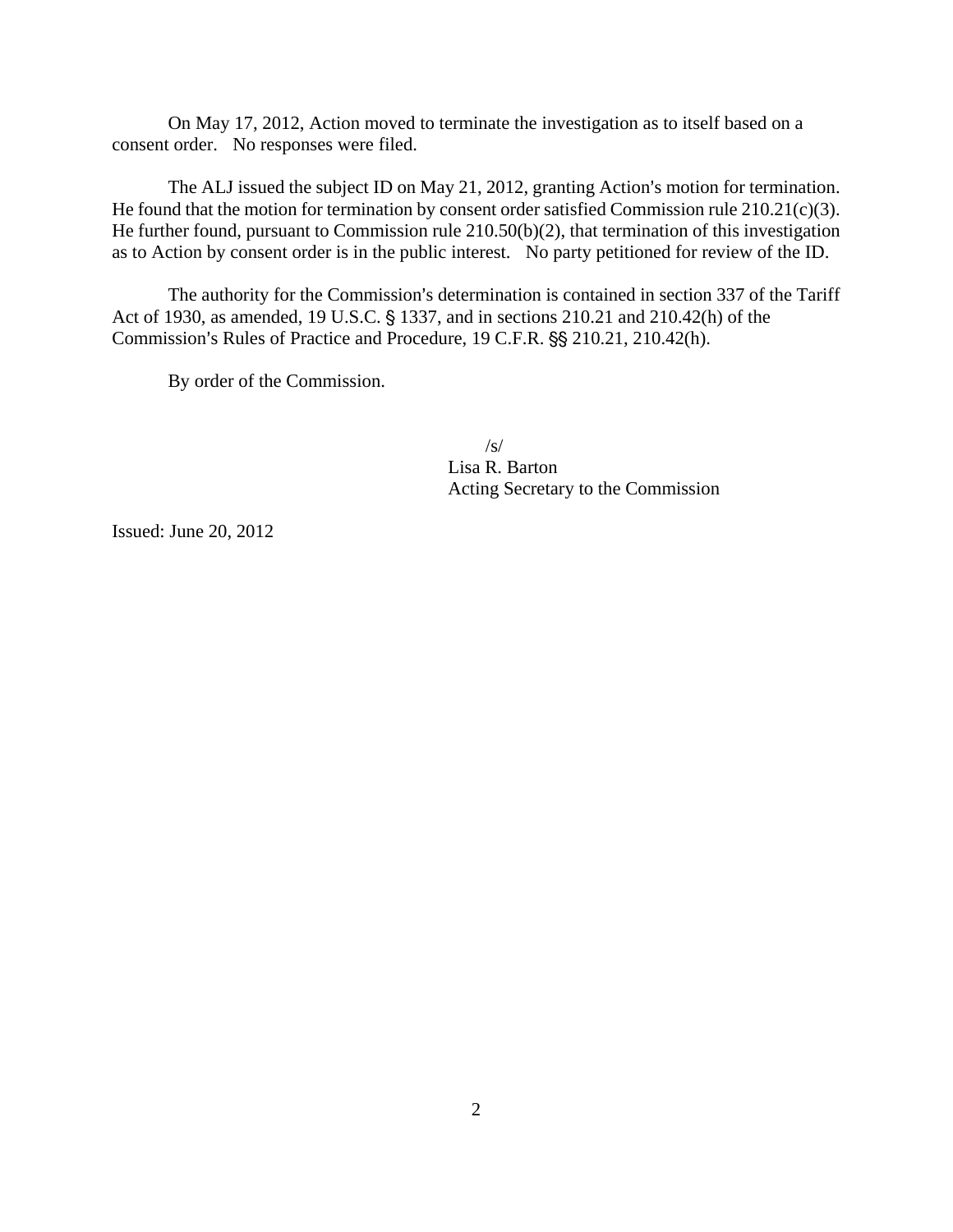On May 17, 2012, Action moved to terminate the investigation as to itself based on a consent order. No responses were filed.

The ALJ issued the subject ID on May 21, 2012, granting Action's motion for termination. He found that the motion for termination by consent order satisfied Commission rule 210.21(c)(3). He further found, pursuant to Commission rule 210.50(b)(2), that termination of this investigation as to Action by consent order is in the public interest. No party petitioned for review of the ID.

The authority for the Commission's determination is contained in section 337 of the Tariff Act of 1930, as amended, 19 U.S.C. § 1337, and in sections 210.21 and 210.42(h) of the Commission's Rules of Practice and Procedure, 19 C.F.R. §§ 210.21, 210.42(h).

By order of the Commission.

/s/
Lisa R. Barton
Acting Secretary to the Commission

Issued: June 20, 2012